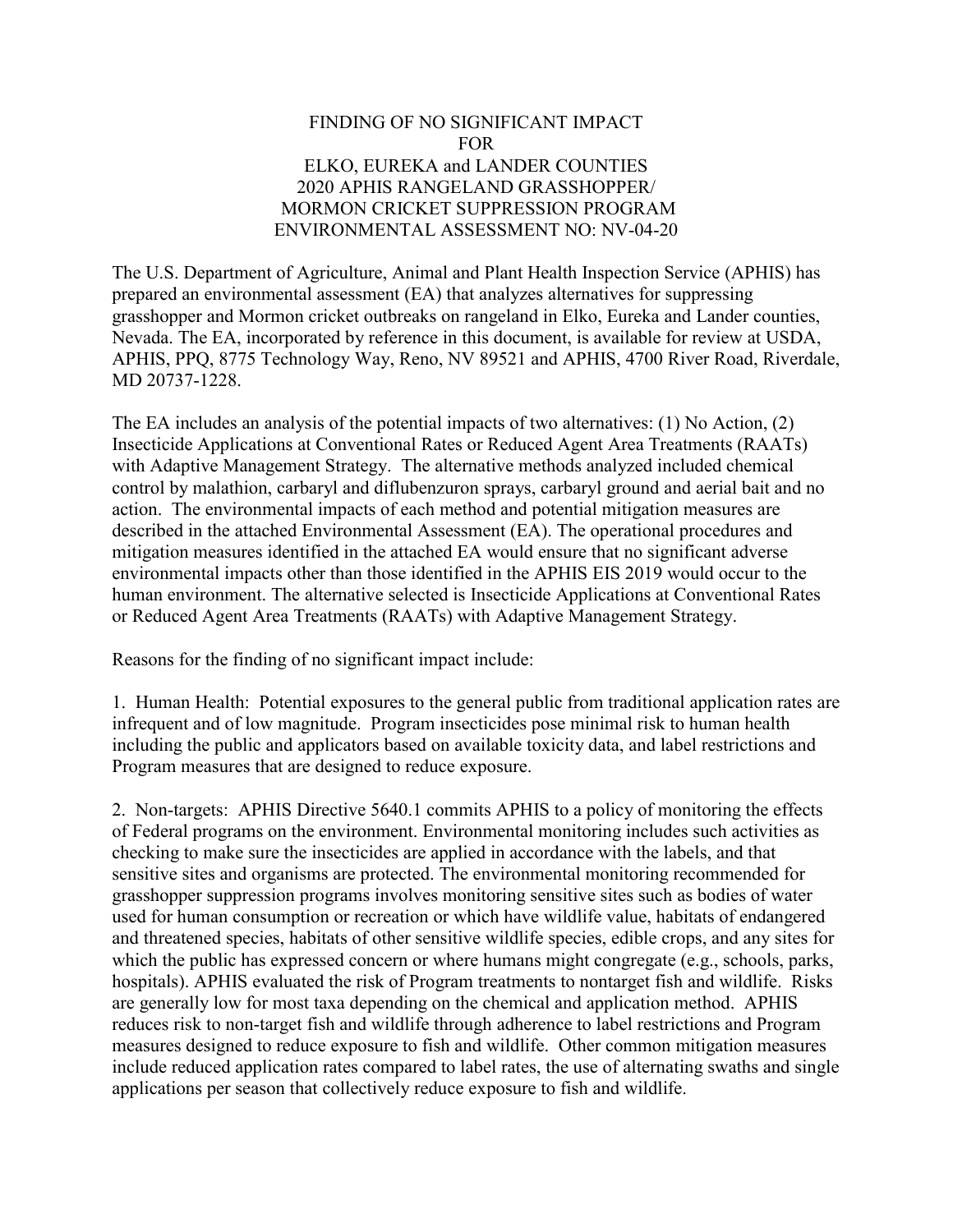# FINDING OF NO SIGNIFICANT IMPACT
# FOR
# ELKO, EUREKA and LANDER COUNTIES
# 2020 APHIS RANGELAND GRASSHOPPER/ MORMON CRICKET SUPPRESSION PROGRAM
# ENVIRONMENTAL ASSESSMENT NO: NV-04-20

The U.S. Department of Agriculture, Animal and Plant Health Inspection Service (APHIS) has prepared an environmental assessment (EA) that analyzes alternatives for suppressing grasshopper and Mormon cricket outbreaks on rangeland in Elko, Eureka and Lander counties, Nevada. The EA, incorporated by reference in this document, is available for review at USDA, APHIS, PPQ, 8775 Technology Way, Reno, NV 89521 and APHIS, 4700 River Road, Riverdale, MD 20737-1228.

The EA includes an analysis of the potential impacts of two alternatives: (1) No Action, (2) Insecticide Applications at Conventional Rates or Reduced Agent Area Treatments (RAATs) with Adaptive Management Strategy. The alternative methods analyzed included chemical control by malathion, carbaryl and diflubenzuron sprays, carbaryl ground and aerial bait and no action. The environmental impacts of each method and potential mitigation measures are described in the attached Environmental Assessment (EA). The operational procedures and mitigation measures identified in the attached EA would ensure that no significant adverse environmental impacts other than those identified in the APHIS EIS 2019 would occur to the human environment. The alternative selected is Insecticide Applications at Conventional Rates or Reduced Agent Area Treatments (RAATs) with Adaptive Management Strategy.

Reasons for the finding of no significant impact include:

1. Human Health: Potential exposures to the general public from traditional application rates are infrequent and of low magnitude. Program insecticides pose minimal risk to human health including the public and applicators based on available toxicity data, and label restrictions and Program measures that are designed to reduce exposure.

2. Non-targets: APHIS Directive 5640.1 commits APHIS to a policy of monitoring the effects of Federal programs on the environment. Environmental monitoring includes such activities as checking to make sure the insecticides are applied in accordance with the labels, and that sensitive sites and organisms are protected. The environmental monitoring recommended for grasshopper suppression programs involves monitoring sensitive sites such as bodies of water used for human consumption or recreation or which have wildlife value, habitats of endangered and threatened species, habitats of other sensitive wildlife species, edible crops, and any sites for which the public has expressed concern or where humans might congregate (e.g., schools, parks, hospitals). APHIS evaluated the risk of Program treatments to nontarget fish and wildlife. Risks are generally low for most taxa depending on the chemical and application method. APHIS reduces risk to non-target fish and wildlife through adherence to label restrictions and Program measures designed to reduce exposure to fish and wildlife. Other common mitigation measures include reduced application rates compared to label rates, the use of alternating swaths and single applications per season that collectively reduce exposure to fish and wildlife.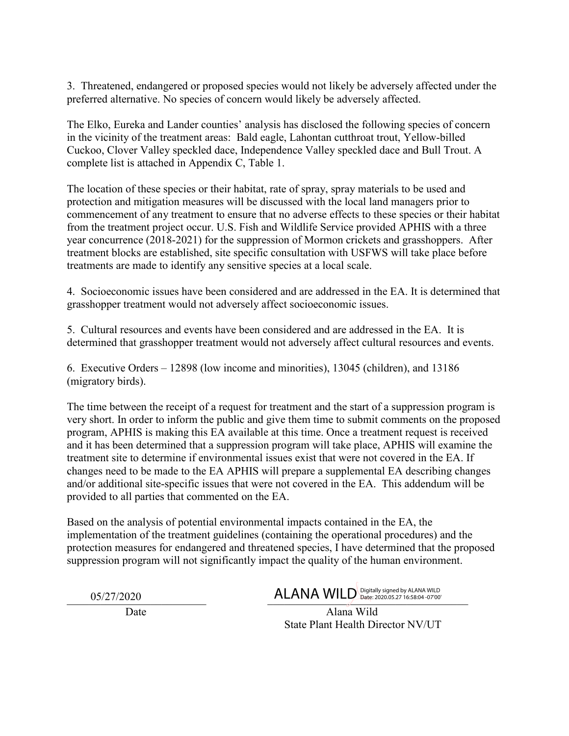3. Threatened, endangered or proposed species would not likely be adversely affected under the preferred alternative. No species of concern would likely be adversely affected.

The Elko, Eureka and Lander counties' analysis has disclosed the following species of concern in the vicinity of the treatment areas: Bald eagle, Lahontan cutthroat trout, Yellow-billed Cuckoo, Clover Valley speckled dace, Independence Valley speckled dace and Bull Trout. A complete list is attached in Appendix C, Table 1.

The location of these species or their habitat, rate of spray, spray materials to be used and protection and mitigation measures will be discussed with the local land managers prior to commencement of any treatment to ensure that no adverse effects to these species or their habitat from the treatment project occur. U.S. Fish and Wildlife Service provided APHIS with a three year concurrence (2018-2021) for the suppression of Mormon crickets and grasshoppers. After treatment blocks are established, site specific consultation with USFWS will take place before treatments are made to identify any sensitive species at a local scale.

4. Socioeconomic issues have been considered and are addressed in the EA. It is determined that grasshopper treatment would not adversely affect socioeconomic issues.

5. Cultural resources and events have been considered and are addressed in the EA. It is determined that grasshopper treatment would not adversely affect cultural resources and events.

6. Executive Orders – 12898 (low income and minorities), 13045 (children), and 13186 (migratory birds).

The time between the receipt of a request for treatment and the start of a suppression program is very short. In order to inform the public and give them time to submit comments on the proposed program, APHIS is making this EA available at this time. Once a treatment request is received and it has been determined that a suppression program will take place, APHIS will examine the treatment site to determine if environmental issues exist that were not covered in the EA. If changes need to be made to the EA APHIS will prepare a supplemental EA describing changes and/or additional site-specific issues that were not covered in the EA. This addendum will be provided to all parties that commented on the EA.

Based on the analysis of potential environmental impacts contained in the EA, the implementation of the treatment guidelines (containing the operational procedures) and the protection measures for endangered and threatened species, I have determined that the proposed suppression program will not significantly impact the quality of the human environment.

05/27/2020

Date

ALANA WILD Digitally signed by ALANA WILD Date: 2020.05.27 16:58:04 -07'00'

Alana Wild
State Plant Health Director NV/UT